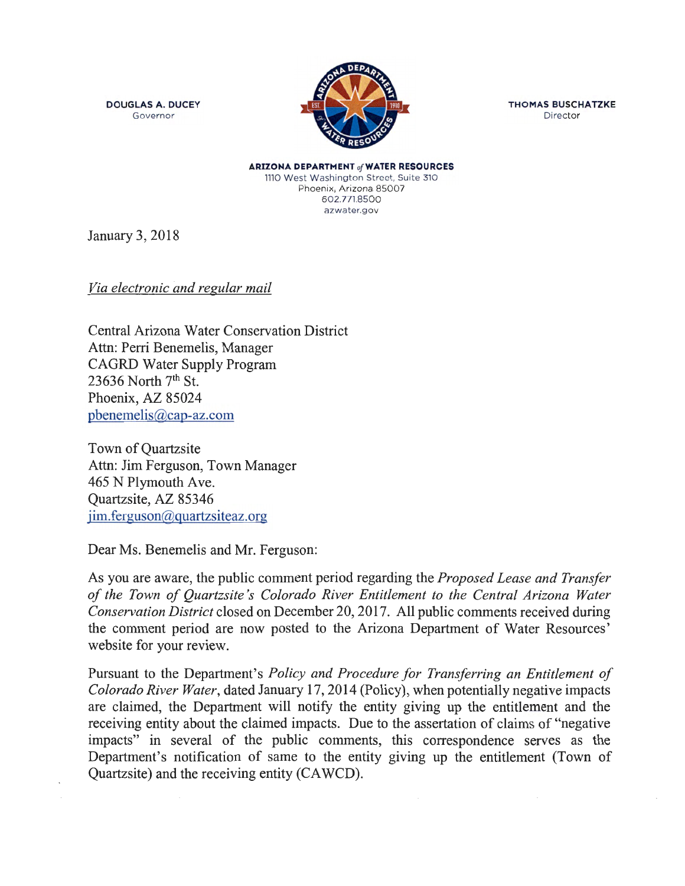DOUGLAS A. DUCEY
Governor

THOMAS BUSCHATZKE
Director

**ARIZONA DEPARTMENT *of* WATER RESOURCES**
1110 West Washington Street, Suite 310
Phoenix, Arizona 85007
602.771.8500
azwater.gov

January 3, 2018

*Via electronic and regular mail*

Central Arizona Water Conservation District
Attn: Perri Benemelis, Manager
CAGRD Water Supply Program
23636 North 7th St.
Phoenix, AZ 85024
pbenemelis@cap-az.com

Town of Quartzsite
Attn: Jim Ferguson, Town Manager
465 N Plymouth Ave.
Quartzsite, AZ 85346
jim.ferguson@quartzsiteaz.org

Dear Ms. Benemelis and Mr. Ferguson:

As you are aware, the public comment period regarding the *Proposed Lease and Transfer of the Town of Quartzsite's Colorado River Entitlement to the Central Arizona Water Conservation District* closed on December 20, 2017. All public comments received during the comment period are now posted to the Arizona Department of Water Resources' website for your review.

Pursuant to the Department's *Policy and Procedure for Transferring an Entitlement of Colorado River Water*, dated January 17, 2014 (Policy), when potentially negative impacts are claimed, the Department will notify the entity giving up the entitlement and the receiving entity about the claimed impacts. Due to the assertion of claims of "negative impacts" in several of the public comments, this correspondence serves as the Department's notification of same to the entity giving up the entitlement (Town of Quartzsite) and the receiving entity (CAWCD).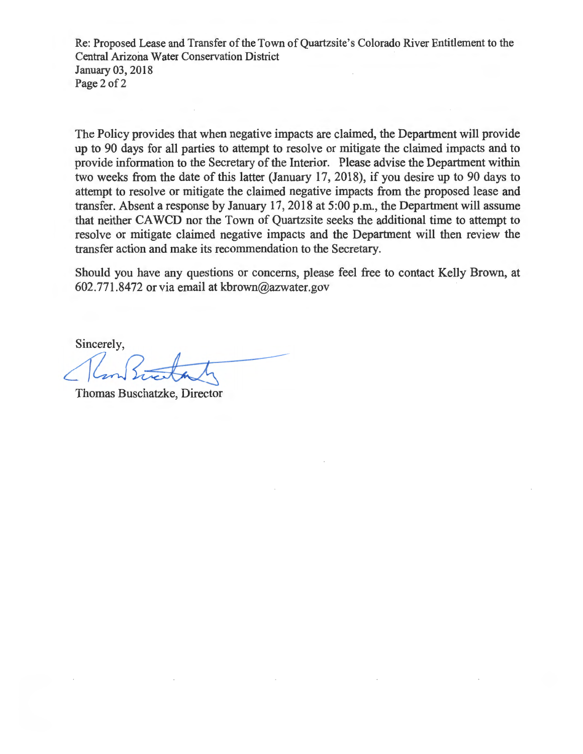The Policy provides that when negative impacts are claimed, the Department will provide up to 90 days for all parties to attempt to resolve or mitigate the claimed impacts and to provide information to the Secretary of the Interior. Please advise the Department within two weeks from the date of this latter (January 17, 2018), if you desire up to 90 days to attempt to resolve or mitigate the claimed negative impacts from the proposed lease and transfer. Absent a response by January 17, 2018 at 5:00 p.m., the Department will assume that neither CAWCD nor the Town of Quartzsite seeks the additional time to attempt to resolve or mitigate claimed negative impacts and the Department will then review the transfer action and make its recommendation to the Secretary.

Should you have any questions or concerns, please feel free to contact Kelly Brown, at 602.771.8472 or via email at kbrown@azwater.gov

Sincerely,

Thomas Buschatzke, Director